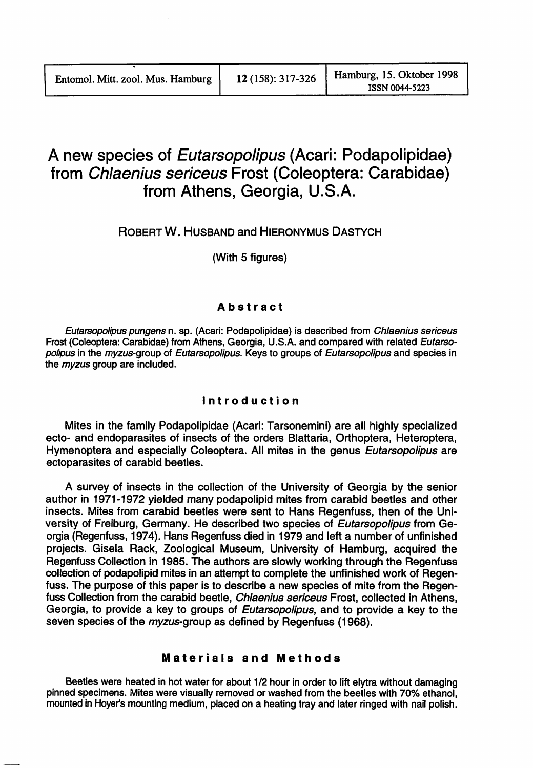# A new species of *Eutarsopolipus* (Acari: Podapolipidae) from *Chlaenius sericeus* Frost (Coleoptera: Carabidae) from Athens, Georgia, U.S.A.

ROBERT W. HUSBAND and HIERONYMUS DASTYCH

(With 5 figures)

## Abstract

*Eutarsopolipus pungens* n. sp. (Acari: Podapolipidae) is described from *Chlaenius sericeus* Frost (Coleoptera: Carabidae) from Athens, Georgia, U.S.A. and compared with related *Eutarsopolipus* in the *myzus*-group of *Eutarsopolipus*. Keys to groups of *Eutarsopolipus* and species in the *myzus* group are included.

## Introduction

Mites in the family Podapolipidae (Acari: Tarsonemini) are all highly specialized ecto- and endoparasites of insects of the orders Blattaria, Orthoptera, Heteroptera, Hymenoptera and especially Coleoptera. All mites in the genus *Eutarsopolipus* are ectoparasites of carabid beetles.

A survey of insects in the collection of the University of Georgia by the senior author in 1971-1972 yielded many podapolipid mites from carabid beetles and other insects. Mites from carabid beetles were sent to Hans Regenfuss, then of the University of Freiburg, Germany. He described two species of *Eutarsopolipus* from Georgia (Regenfuss, 1974). Hans Regenfuss died in 1979 and left a number of unfinished projects. Gisela Rack, Zoological Museum, University of Hamburg, acquired the Regenfuss Collection in 1985. The authors are slowly working through the Regenfuss collection of podapolipid mites in an attempt to complete the unfinished work of Regenfuss. The purpose of this paper is to describe a new species of mite from the Regenfuss Collection from the carabid beetle, *Chlaenius sericeus* Frost, collected in Athens, Georgia, to provide a key to groups of *Eutarsopolipus*, and to provide a key to the seven species of the *myzus*-group as defined by Regenfuss (1968).

## Materials and Methods

Beetles were heated in hot water for about 1/2 hour in order to lift elytra without damaging pinned specimens. Mites were visually removed or washed from the beetles with 70% ethanol, mounted in Hoyer's mounting medium, placed on a heating tray and later ringed with nail polish.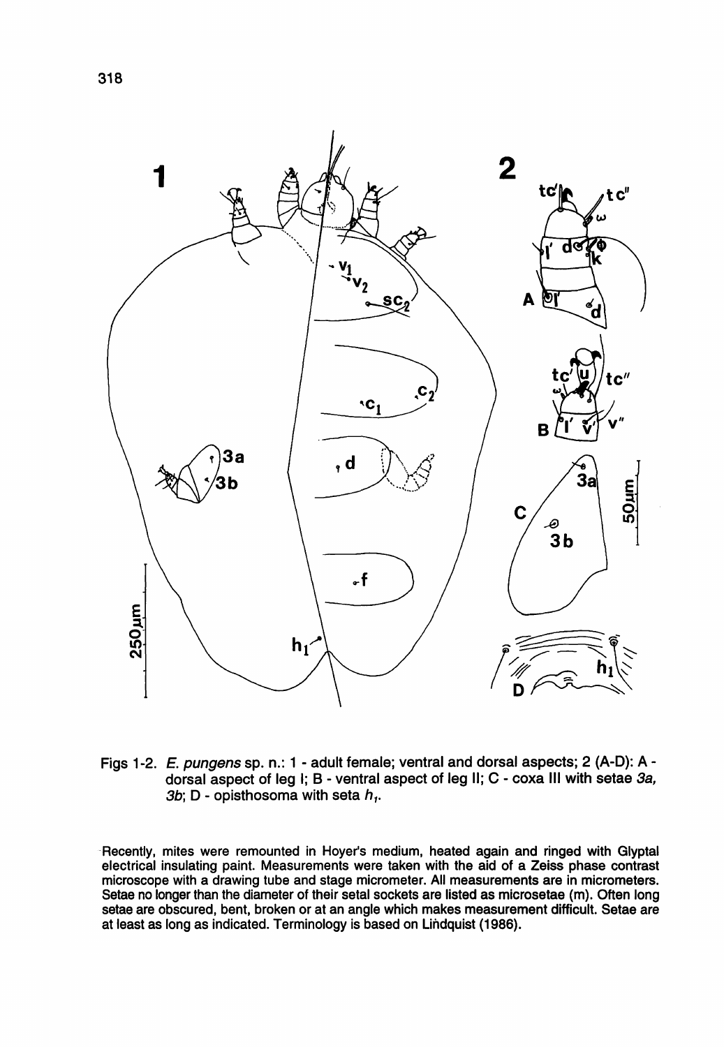Figs 1-2. *E. pungens* sp. n.: 1 - adult female; ventral and dorsal aspects; 2 (A-D): A - dorsal aspect of leg I; B - ventral aspect of leg II; C - coxa III with setae *3a*, *3b*; D - opisthosoma with seta $h_1$.

Recently, mites were remounted in Hoyer's medium, heated again and ringed with Glyptal electrical insulating paint. Measurements were taken with the aid of a Zeiss phase contrast microscope with a drawing tube and stage micrometer. All measurements are in micrometers. Setae no longer than the diameter of their setal sockets are listed as microsetae (m). Often long setae are obscured, bent, broken or at an angle which makes measurement difficult. Setae are at least as long as indicated. Terminology is based on Lindquist (1986).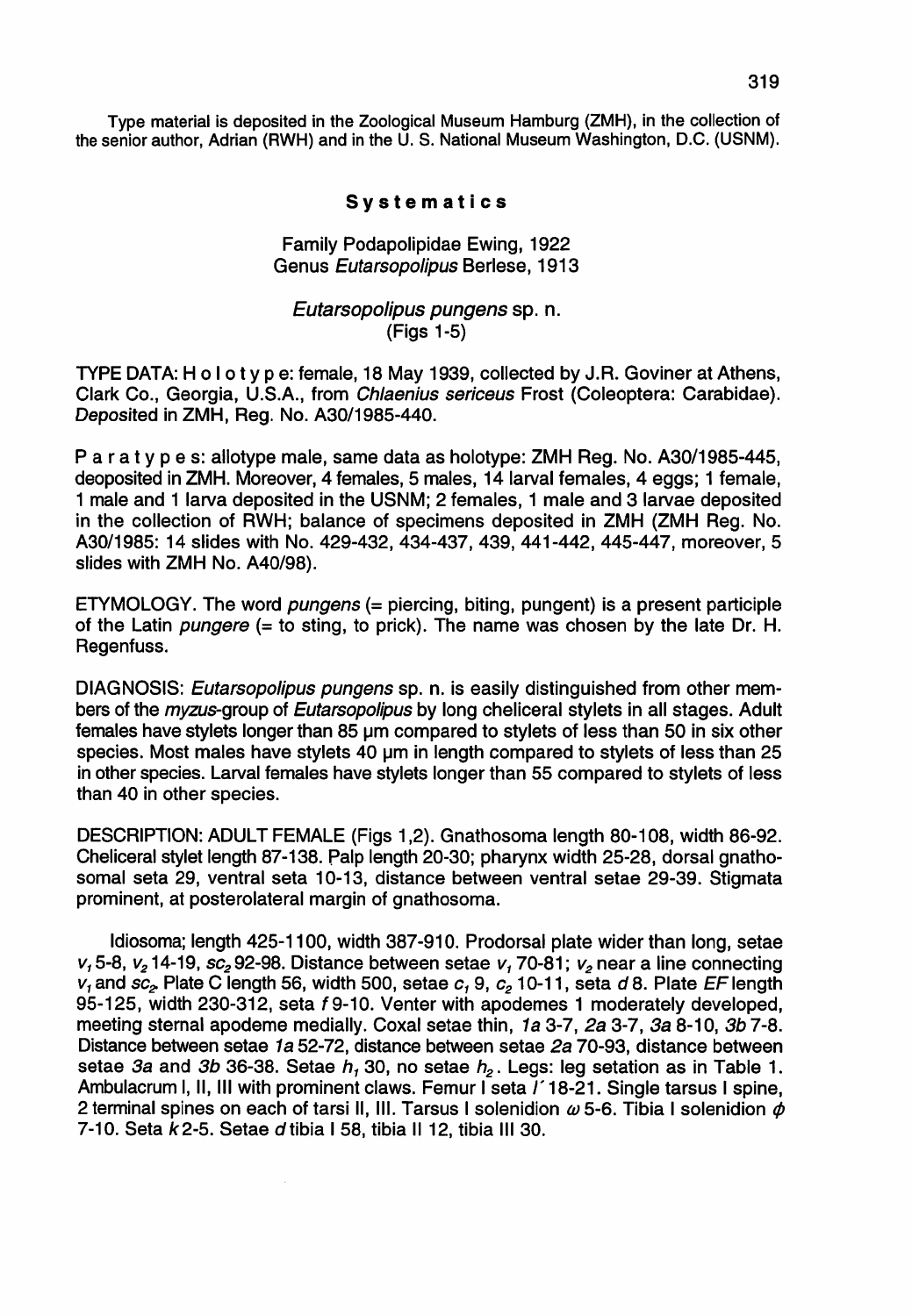Type material is deposited in the Zoological Museum Hamburg (ZMH), in the collection of the senior author, Adrian (RWH) and in the U. S. National Museum Washington, D.C. (USNM).

## Systematics

### Family Podapolipidae Ewing, 1922
### Genus *Eutarsopolipus* Berlese, 1913

### *Eutarsopolipus pungens* sp. n.
(Figs 1-5)

TYPE DATA: H o l o t y p e: female, 18 May 1939, collected by J.R. Goviner at Athens, Clark Co., Georgia, U.S.A., from *Chlaenius sericeus* Frost (Coleoptera: Carabidae). Deposited in ZMH, Reg. No. A30/1985-440.

P a r a t y p e s: allotype male, same data as holotype: ZMH Reg. No. A30/1985-445, deoposited in ZMH. Moreover, 4 females, 5 males, 14 larval females, 4 eggs; 1 female, 1 male and 1 larva deposited in the USNM; 2 females, 1 male and 3 larvae deposited in the collection of RWH; balance of specimens deposited in ZMH (ZMH Reg. No. A30/1985: 14 slides with No. 429-432, 434-437, 439, 441-442, 445-447, moreover, 5 slides with ZMH No. A40/98).

ETYMOLOGY. The word *pungens* (= piercing, biting, pungent) is a present participle of the Latin *pungere* (= to sting, to prick). The name was chosen by the late Dr. H. Regenfuss.

DIAGNOSIS: *Eutarsopolipus pungens* sp. n. is easily distinguished from other members of the *myzus*-group of *Eutarsopolipus* by long cheliceral stylets in all stages. Adult females have stylets longer than 85 µm compared to stylets of less than 50 in six other species. Most males have stylets 40 µm in length compared to stylets of less than 25 in other species. Larval females have stylets longer than 55 compared to stylets of less than 40 in other species.

DESCRIPTION: ADULT FEMALE (Figs 1,2). Gnathosoma length 80-108, width 86-92. Cheliceral stylet length 87-138. Palp length 20-30; pharynx width 25-28, dorsal gnathosomal seta 29, ventral seta 10-13, distance between ventral setae 29-39. Stigmata prominent, at posterolateral margin of gnathosoma.

Idiosoma; length 425-1100, width 387-910. Prodorsal plate wider than long, setae $v_1$ 5-8, $v_2$ 14-19, $sc_2$ 92-98. Distance between setae $v_1$ 70-81; $v_2$ near a line connecting $v_1$ and $sc_2$. Plate C length 56, width 500, setae $c_1$ 9, $c_2$ 10-11, seta *d* 8. Plate *EF* length 95-125, width 230-312, seta *f* 9-10. Venter with apodemes 1 moderately developed, meeting sternal apodeme medially. Coxal setae thin, *1a* 3-7, *2a* 3-7, *3a* 8-10, *3b* 7-8. Distance between setae *1a* 52-72, distance between setae *2a* 70-93, distance between setae *3a* and *3b* 36-38. Setae $h_1$ 30, no setae $h_2$. Legs: leg setation as in Table 1. Ambulacrum I, II, III with prominent claws. Femur I seta *l'* 18-21. Single tarsus I spine, 2 terminal spines on each of tarsi II, III. Tarsus I solenidion $\omega$ 5-6. Tibia I solenidion $\phi$ 7-10. Seta *k* 2-5. Setae *d* tibia I 58, tibia II 12, tibia III 30.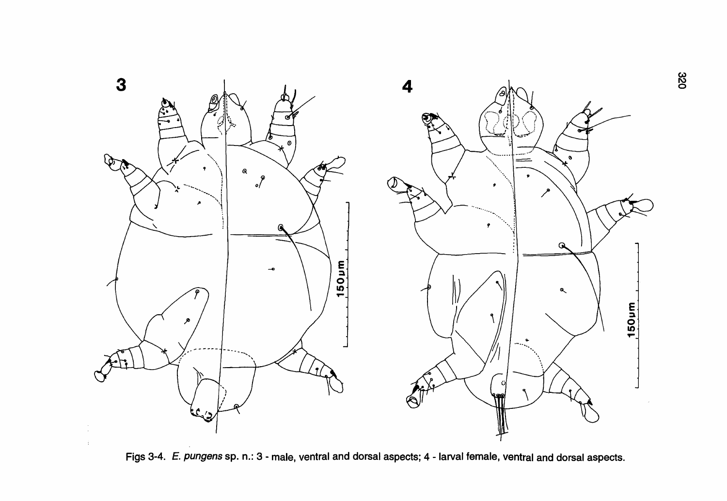3

4

150μm

150μm

Figs 3-4. *E. pungens* sp. n.: 3 - male, ventral and dorsal aspects; 4 - larval female, ventral and dorsal aspects.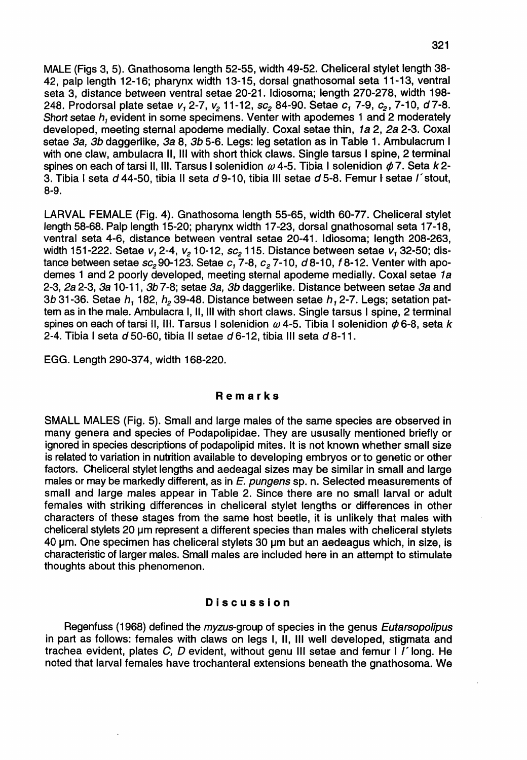MALE (Figs 3, 5). Gnathosoma length 52-55, width 49-52. Cheliceral stylet length 38-42, palp length 12-16; pharynx width 13-15, dorsal gnathosomal seta 11-13, ventral seta 3, distance between ventral setae 20-21. Idiosoma; length 270-278, width 198-248. Prodorsal plate setae $v_1$ 2-7, $v_2$ 11-12, $sc_2$ 84-90. Setae $c_1$ 7-9, $c_2$, 7-10, *d* 7-8. *Short* setae $h_1$ evident in some specimens. Venter with apodemes 1 and 2 moderately developed, meeting sternal apodeme medially. Coxal setae thin, *1a* 2, *2a* 2-3. Coxal setae *3a, 3b* daggerlike, *3a* 8, *3b* 5-6. Legs: leg setation as in Table 1. Ambulacrum I with one claw, ambulacra II, III with short thick claws. Single tarsus I spine, 2 terminal spines on each of tarsi II, III. Tarsus I solenidion $\omega$ 4-5. Tibia I solenidion $\phi$ 7. Seta *k* 2-3. Tibia I seta *d* 44-50, tibia II seta *d* 9-10, tibia III setae *d* 5-8. Femur I setae *l′* stout, 8-9.

LARVAL FEMALE (Fig. 4). Gnathosoma length 55-65, width 60-77. Cheliceral stylet length 58-68. Palp length 15-20; pharynx width 17-23, dorsal gnathosomal seta 17-18, ventral seta 4-6, distance between ventral setae 20-41. Idiosoma; length 208-263, width 151-222. Setae $v_1$ 2-4, $v_2$ 10-12, $sc_2$ 115. Distance between setae $v_1$ 32-50; distance between setae $sc_2$ 90-123. Setae $c_1$ 7-8, $c_2$ 7-10, *d* 8-10, *f* 8-12. Venter with apodemes 1 and 2 poorly developed, meeting sternal apodeme medially. Coxal setae *1a* 2-3, *2a* 2-3, *3a* 10-11, *3b* 7-8; setae *3a, 3b* daggerlike. Distance between setae *3a* and *3b* 31-36. Setae $h_1$ 182, $h_2$ 39-48. Distance between setae $h_1$ 2-7. Legs; setation pattern as in the male. Ambulacra I, II, III with short claws. Single tarsus I spine, 2 terminal spines on each of tarsi II, III. Tarsus I solenidion $\omega$ 4-5. Tibia I solenidion $\phi$ 6-8, seta *k* 2-4. Tibia I seta *d* 50-60, tibia II setae *d* 6-12, tibia III seta *d* 8-11.

EGG. Length 290-374, width 168-220.

## Remarks

SMALL MALES (Fig. 5). Small and large males of the same species are observed in many genera and species of Podapolipidae. They are ususally mentioned briefly or ignored in species descriptions of podapolipid mites. It is not known whether small size is related to variation in nutrition available to developing embryos or to genetic or other factors. Cheliceral stylet lengths and aedeagal sizes may be similar in small and large males or may be markedly different, as in *E. pungens* sp. n. Selected measurements of small and large males appear in Table 2. Since there are no small larval or adult females with striking differences in cheliceral stylet lengths or differences in other characters of these stages from the same host beetle, it is unlikely that males with cheliceral stylets 20 µm represent a different species than males with cheliceral stylets 40 µm. One specimen has cheliceral stylets 30 µm but an aedeagus which, in size, is characteristic of larger males. Small males are included here in an attempt to stimulate thoughts about this phenomenon.

## Discussion

Regenfuss (1968) defined the *myzus*-group of species in the genus *Eutarsopolipus* in part as follows: females with claws on legs I, II, III well developed, stigmata and trachea evident, plates *C, D* evident, without genu III setae and femur I *l′* long. He noted that larval females have trochanteral extensions beneath the gnathosoma. We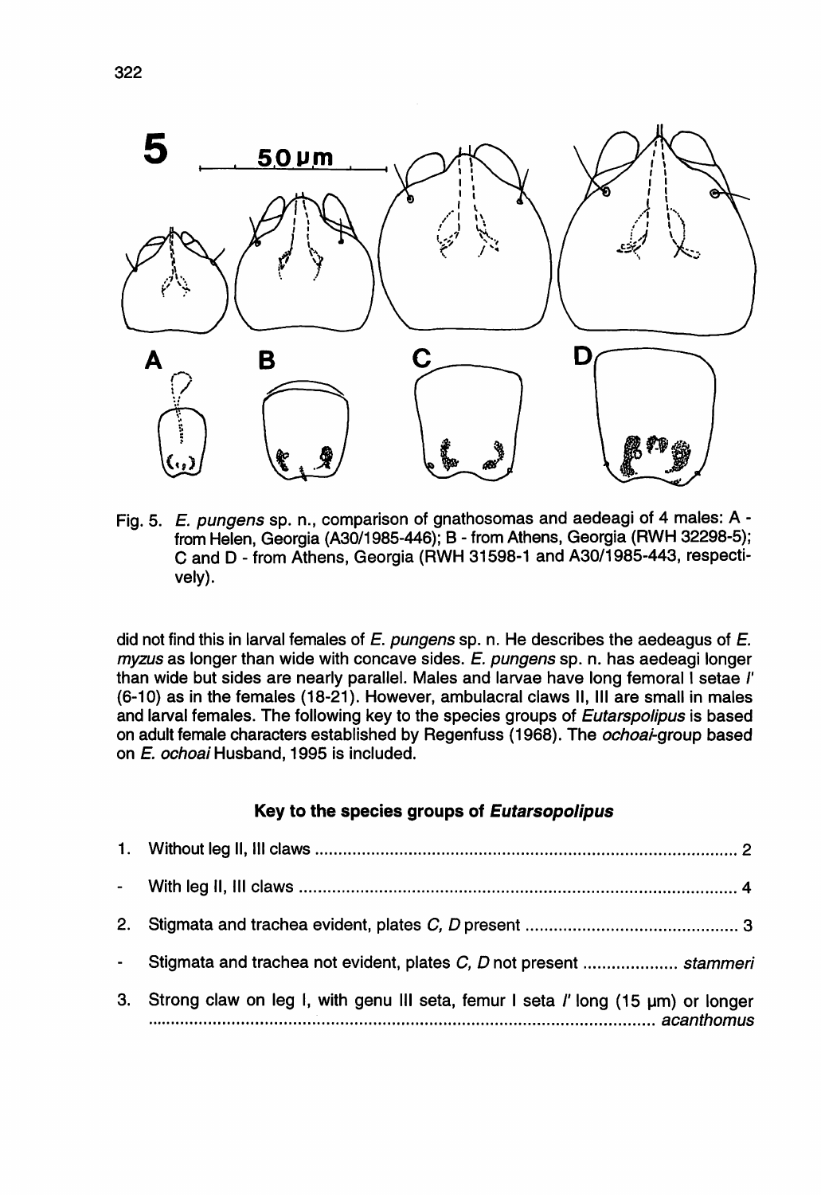Fig. 5. *E. pungens* sp. n., comparison of gnathosomas and aedeagi of 4 males: A - from Helen, Georgia (A30/1985-446); B - from Athens, Georgia (RWH 32298-5); C and D - from Athens, Georgia (RWH 31598-1 and A30/1985-443, respectively).

did not find this in larval females of *E. pungens* sp. n. He describes the aedeagus of *E. myzus* as longer than wide with concave sides. *E. pungens* sp. n. has aedeagi longer than wide but sides are nearly parallel. Males and larvae have long femoral I setae *l'* (6-10) as in the females (18-21). However, ambulacral claws II, III are small in males and larval females. The following key to the species groups of *Eutarspolipus* is based on adult female characters established by Regenfuss (1968). The *ochoai*-group based on *E. ochoai* Husband, 1995 is included.

## Key to the species groups of *Eutarsopolipus*

1. Without leg II, III claws ........................................................................................ 2
- With leg II, III claws ............................................................................................ 4
2. Stigmata and trachea evident, plates *C, D* present ............................................ 3
- Stigmata and trachea not evident, plates *C, D* not present .................... *stammeri*
3. Strong claw on leg I, with genu III seta, femur I seta *l'* long (15 µm) or longer .......................................................................................................... *acanthomus*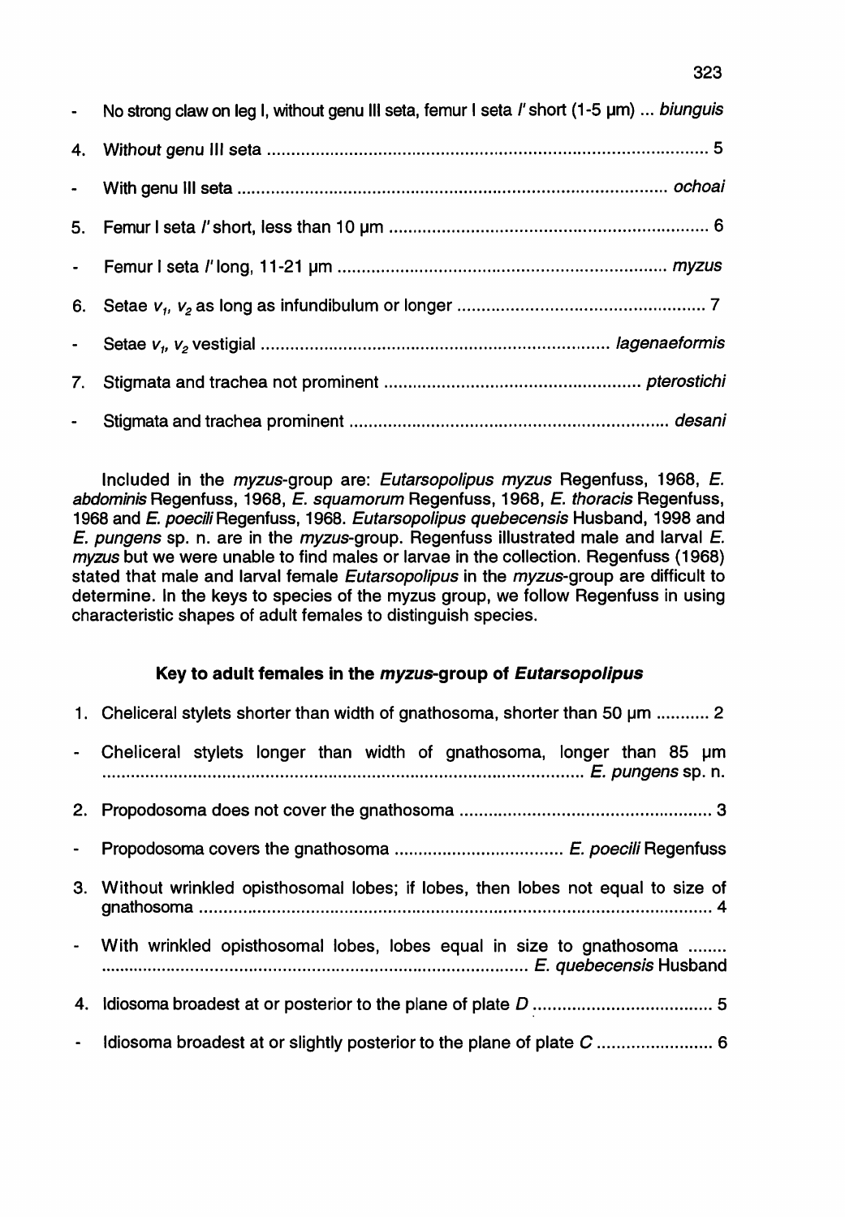- No strong claw on leg I, without genu III seta, femur I seta *l'* short (1-5 µm) ... *biunguis*

4. Without genu III seta ........................................................................................ 5

- With genu III seta ........................................................................................ *ochoai*

5. Femur I seta *l'* short, less than 10 µm ............................................................... 6

- Femur I seta *l'* long, 11-21 µm ............................................................... *myzus*

6. Setae $v_1$, $v_2$ as long as infundibulum or longer ................................................ 7

- Setae $v_1$, $v_2$ vestigial ............................................................... *lagenaeformis*

7. Stigmata and trachea not prominent ................................................ *pterostichi*

- Stigmata and trachea prominent ............................................................... *desani*

Included in the *myzus*-group are: *Eutarsopolipus myzus* Regenfuss, 1968, *E. abdominis* Regenfuss, 1968, *E. squamorum* Regenfuss, 1968, *E. thoracis* Regenfuss, 1968 and *E. poecili* Regenfuss, 1968. *Eutarsopolipus quebecensis* Husband, 1998 and *E. pungens* sp. n. are in the *myzus*-group. Regenfuss illustrated male and larval *E. myzus* but we were unable to find males or larvae in the collection. Regenfuss (1968) stated that male and larval female *Eutarsopolipus* in the *myzus*-group are difficult to determine. In the keys to species of the myzus group, we follow Regenfuss in using characteristic shapes of adult females to distinguish species.

### Key to adult females in the *myzus*-group of *Eutarsopolipus*

1. Cheliceral stylets shorter than width of gnathosoma, shorter than 50 µm ........... 2

- Cheliceral stylets longer than width of gnathosoma, longer than 85 µm ........................................................................................ *E. pungens* sp. n.

2. Propodosoma does not cover the gnathosoma ................................................... 3

- Propodosoma covers the gnathosoma ................................... *E. poecili* Regenfuss

3. Without wrinkled opisthosomal lobes; if lobes, then lobes not equal to size of gnathosoma ........................................................................................................ 4

- With wrinkled opisthosomal lobes, lobes equal in size to gnathosoma ........ ........................................................................................ *E. quebecensis* Husband

4. Idiosoma broadest at or posterior to the plane of plate *D* .................................... 5

- Idiosoma broadest at or slightly posterior to the plane of plate *C* ........................ 6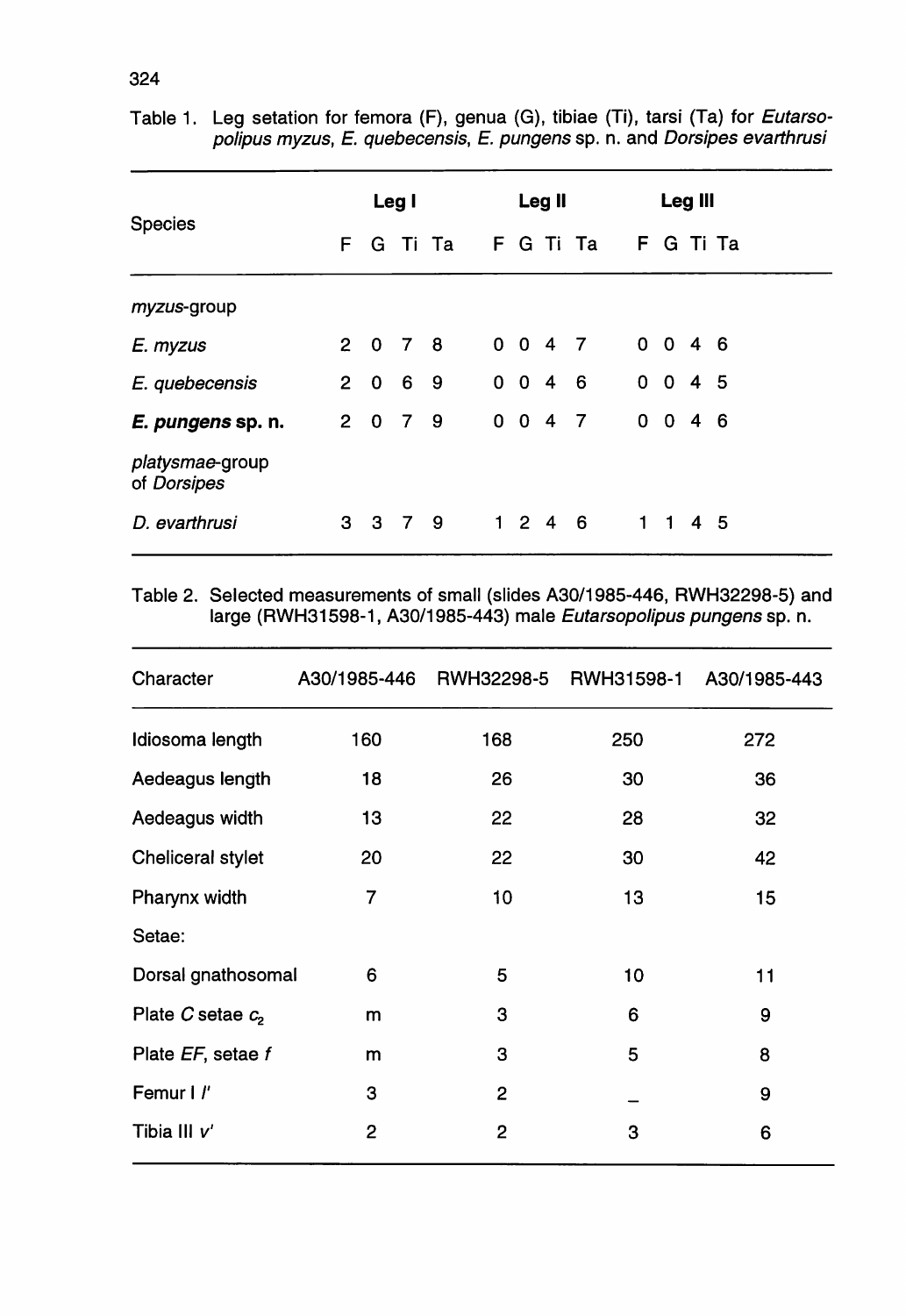Table 1. Leg setation for femora (F), genua (G), tibiae (Ti), tarsi (Ta) for *Eutarsopolipus myzus*, *E. quebecensis*, *E. pungens* sp. n. and *Dorsipes evarthrusi*

| Species | Leg I | | | | Leg II | | | | Leg III | | | |
|---|---|---|---|---|---|---|---|---|---|---|---|---|
| | F | G | Ti | Ta | F | G | Ti | Ta | F | G | Ti | Ta |
| *myzus*-group | | | | | | | | | | | | |
| *E. myzus* | 2 | 0 | 7 | 8 | 0 | 0 | 4 | 7 | 0 | 0 | 4 | 6 |
| *E. quebecensis* | 2 | 0 | 6 | 9 | 0 | 0 | 4 | 6 | 0 | 0 | 4 | 5 |
| ***E. pungens* sp. n.** | 2 | 0 | 7 | 9 | 0 | 0 | 4 | 7 | 0 | 0 | 4 | 6 |
| *platysmae*-group of *Dorsipes* | | | | | | | | | | | | |
| *D. evarthrusi* | 3 | 3 | 7 | 9 | 1 | 2 | 4 | 6 | 1 | 1 | 4 | 5 |

Table 2. Selected measurements of small (slides A30/1985-446, RWH32298-5) and large (RWH31598-1, A30/1985-443) male *Eutarsopolipus pungens* sp. n.

| Character | A30/1985-446 | RWH32298-5 | RWH31598-1 | A30/1985-443 |
|---|---|---|---|---|
| Idiosoma length | 160 | 168 | 250 | 272 |
| Aedeagus length | 18 | 26 | 30 | 36 |
| Aedeagus width | 13 | 22 | 28 | 32 |
| Cheliceral stylet | 20 | 22 | 30 | 42 |
| Pharynx width | 7 | 10 | 13 | 15 |
| Setae: | | | | |
| Dorsal gnathosomal | 6 | 5 | 10 | 11 |
| Plate *C* setae $c_2$ | m | 3 | 6 | 9 |
| Plate *EF*, setae *f* | m | 3 | 5 | 8 |
| Femur I *l'* | 3 | 2 | – | 9 |
| Tibia III *v'* | 2 | 2 | 3 | 6 |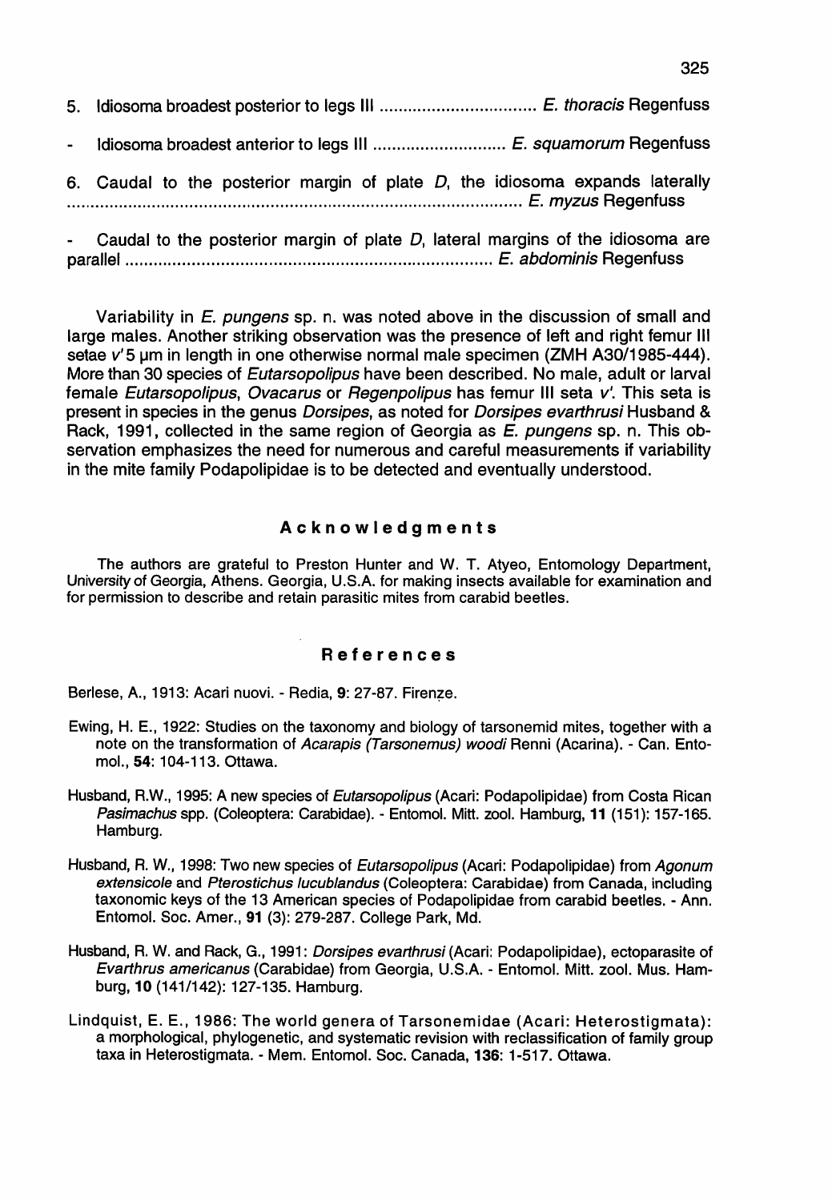5. Idiosoma broadest posterior to legs III ................................ *E. thoracis* Regenfuss

- Idiosoma broadest anterior to legs III ............................ *E. squamorum* Regenfuss

6. Caudal to the posterior margin of plate *D*, the idiosoma expands laterally ............................................................................................ *E. myzus* Regenfuss

- Caudal to the posterior margin of plate *D*, lateral margins of the idiosoma are parallel ............................................................................ *E. abdominis* Regenfuss

Variability in *E. pungens* sp. n. was noted above in the discussion of small and large males. Another striking observation was the presence of left and right femur III setae *v'* 5 µm in length in one otherwise normal male specimen (ZMH A30/1985-444). More than 30 species of *Eutarsopolipus* have been described. No male, adult or larval female *Eutarsopolipus*, *Ovacarus* or *Regenpolipus* has femur III seta *v'*. This seta is present in species in the genus *Dorsipes*, as noted for *Dorsipes evarthrusi* Husband & Rack, 1991, collected in the same region of Georgia as *E. pungens* sp. n. This observation emphasizes the need for numerous and careful measurements if variability in the mite family Podapolipidae is to be detected and eventually understood.

## Acknowledgments

The authors are grateful to Preston Hunter and W. T. Atyeo, Entomology Department, University of Georgia, Athens. Georgia, U.S.A. for making insects available for examination and for permission to describe and retain parasitic mites from carabid beetles.

## References

Berlese, A., 1913: Acari nuovi. - Redia, **9**: 27-87. Firenze.

Ewing, H. E., 1922: Studies on the taxonomy and biology of tarsonemid mites, together with a note on the transformation of *Acarapis (Tarsonemus) woodi* Renni (Acarina). - Can. Entomol., **54**: 104-113. Ottawa.

Husband, R.W., 1995: A new species of *Eutarsopolipus* (Acari: Podapolipidae) from Costa Rican *Pasimachus* spp. (Coleoptera: Carabidae). - Entomol. Mitt. zool. Hamburg, **11** (151): 157-165. Hamburg.

Husband, R. W., 1998: Two new species of *Eutarsopolipus* (Acari: Podapolipidae) from *Agonum extensicole* and *Pterostichus lucublandus* (Coleoptera: Carabidae) from Canada, including taxonomic keys of the 13 American species of Podapolipidae from carabid beetles. - Ann. Entomol. Soc. Amer., **91** (3): 279-287. College Park, Md.

Husband, R. W. and Rack, G., 1991: *Dorsipes evarthrusi* (Acari: Podapolipidae), ectoparasite of *Evarthrus americanus* (Carabidae) from Georgia, U.S.A. - Entomol. Mitt. zool. Mus. Hamburg, **10** (141/142): 127-135. Hamburg.

Lindquist, E. E., 1986: The world genera of Tarsonemidae (Acari: Heterostigmata): a morphological, phylogenetic, and systematic revision with reclassification of family group taxa in Heterostigmata. - Mem. Entomol. Soc. Canada, **136**: 1-517. Ottawa.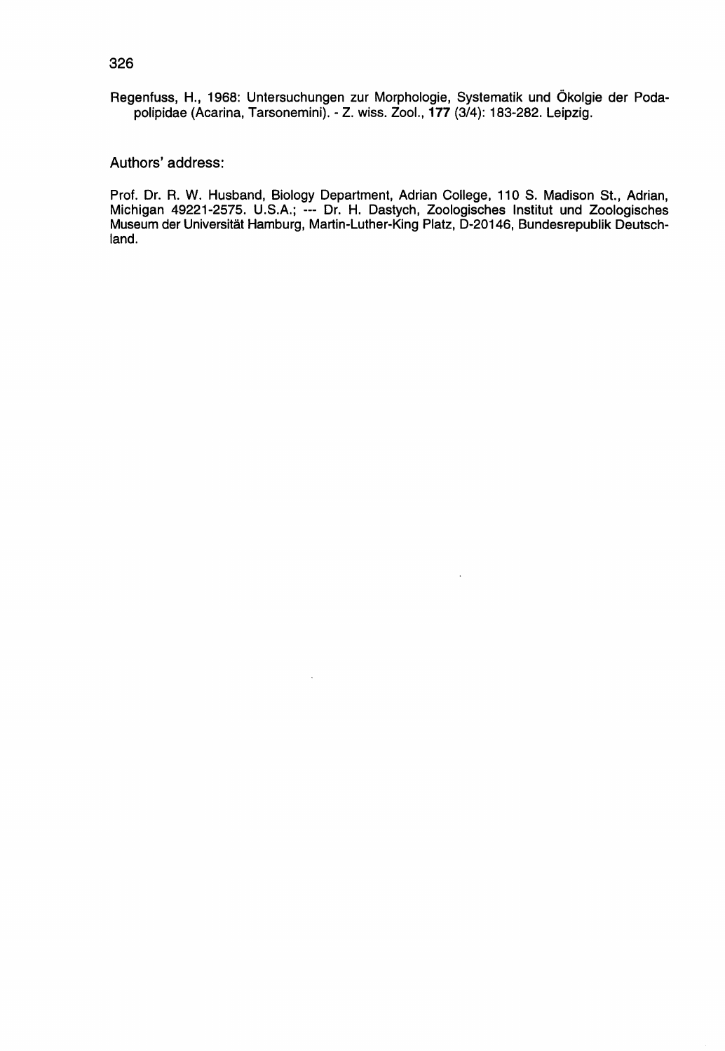Regenfuss, H., 1968: Untersuchungen zur Morphologie, Systematik und Ökolgie der Podapolipidae (Acarina, Tarsonemini). - Z. wiss. Zool., **177** (3/4): 183-282. Leipzig.

## Authors' address:

Prof. Dr. R. W. Husband, Biology Department, Adrian College, 110 S. Madison St., Adrian, Michigan 49221-2575. U.S.A.; --- Dr. H. Dastych, Zoologisches Institut und Zoologisches Museum der Universität Hamburg, Martin-Luther-King Platz, D-20146, Bundesrepublik Deutschland.